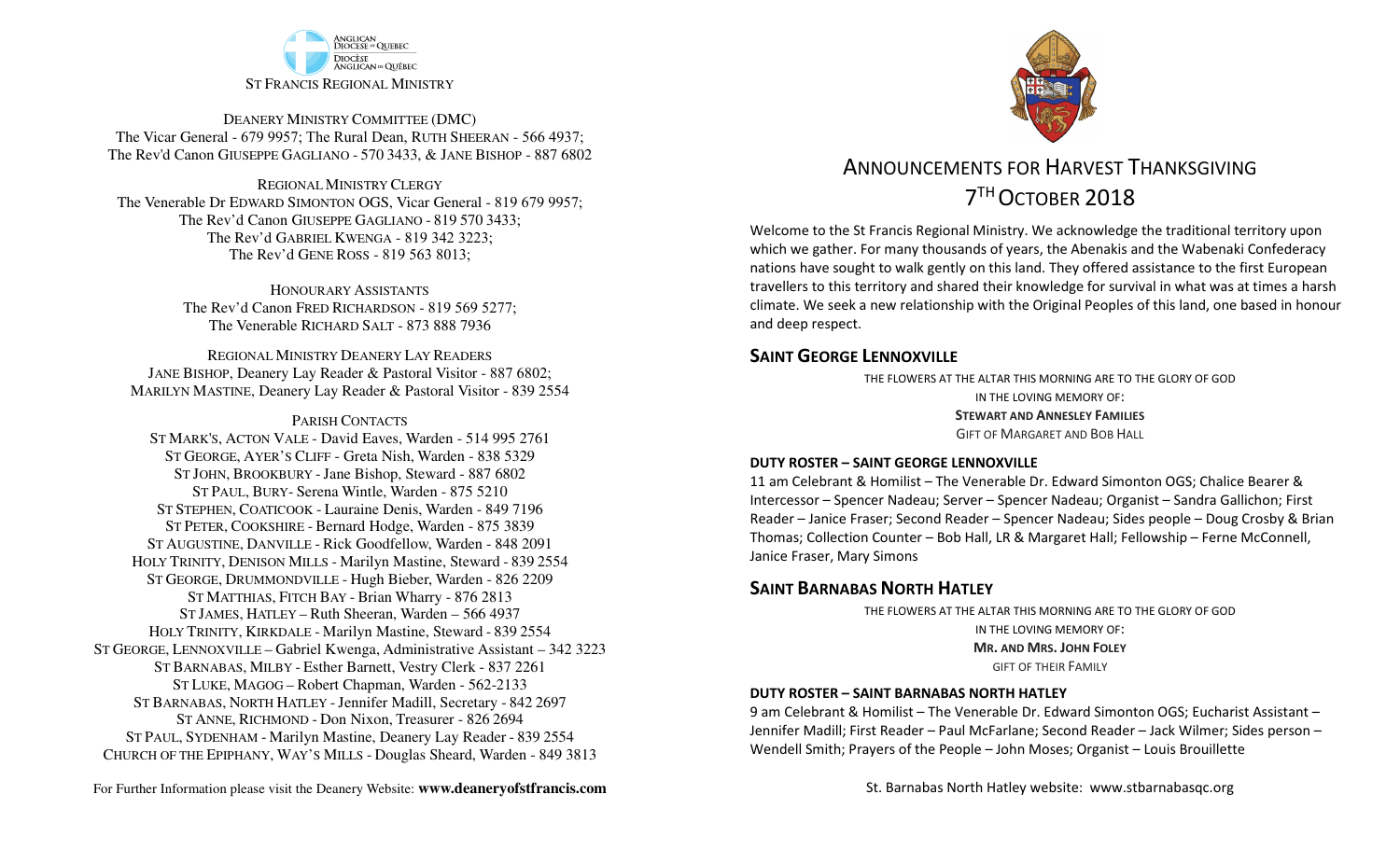ANGLICAN DIOCESE OF QUEBEC
DIOCÈSE ANGLICAN DU QUÉBEC

ST FRANCIS REGIONAL MINISTRY

DEANERY MINISTRY COMMITTEE (DMC)
The Vicar General - 679 9957; The Rural Dean, RUTH SHEERAN - 566 4937;
The Rev'd Canon GIUSEPPE GAGLIANO - 570 3433, & JANE BISHOP - 887 6802

REGIONAL MINISTRY CLERGY
The Venerable Dr EDWARD SIMONTON OGS, Vicar General - 819 679 9957;
The Rev'd Canon GIUSEPPE GAGLIANO - 819 570 3433;
The Rev'd GABRIEL KWENGA - 819 342 3223;
The Rev'd GENE ROSS - 819 563 8013;

HONOURARY ASSISTANTS
The Rev'd Canon FRED RICHARDSON - 819 569 5277;
The Venerable RICHARD SALT - 873 888 7936

REGIONAL MINISTRY DEANERY LAY READERS
JANE BISHOP, Deanery Lay Reader & Pastoral Visitor - 887 6802;
MARILYN MASTINE, Deanery Lay Reader & Pastoral Visitor - 839 2554

PARISH CONTACTS
ST MARK'S, ACTON VALE - David Eaves, Warden - 514 995 2761
ST GEORGE, AYER'S CLIFF - Greta Nish, Warden - 838 5329
ST JOHN, BROOKBURY - Jane Bishop, Steward - 887 6802
ST PAUL, BURY- Serena Wintle, Warden - 875 5210
ST STEPHEN, COATICOOK - Lauraine Denis, Warden - 849 7196
ST PETER, COOKSHIRE - Bernard Hodge, Warden - 875 3839
ST AUGUSTINE, DANVILLE - Rick Goodfellow, Warden - 848 2091
HOLY TRINITY, DENISON MILLS - Marilyn Mastine, Steward - 839 2554
ST GEORGE, DRUMMONDVILLE - Hugh Bieber, Warden - 826 2209
ST MATTHIAS, FITCH BAY - Brian Wharry - 876 2813
ST JAMES, HATLEY – Ruth Sheeran, Warden – 566 4937
HOLY TRINITY, KIRKDALE - Marilyn Mastine, Steward - 839 2554
ST GEORGE, LENNOXVILLE – Gabriel Kwenga, Administrative Assistant – 342 3223
ST BARNABAS, MILBY - Esther Barnett, Vestry Clerk - 837 2261
ST LUKE, MAGOG – Robert Chapman, Warden - 562-2133
ST BARNABAS, NORTH HATLEY - Jennifer Madill, Secretary - 842 2697
ST ANNE, RICHMOND - Don Nixon, Treasurer - 826 2694
ST PAUL, SYDENHAM - Marilyn Mastine, Deanery Lay Reader - 839 2554
CHURCH OF THE EPIPHANY, WAY'S MILLS - Douglas Sheard, Warden - 849 3813

For Further Information please visit the Deanery Website: **www.deaneryofstfrancis.com**

# ANNOUNCEMENTS FOR HARVEST THANKSGIVING 7TH OCTOBER 2018

Welcome to the St Francis Regional Ministry. We acknowledge the traditional territory upon which we gather. For many thousands of years, the Abenakis and the Wabenaki Confederacy nations have sought to walk gently on this land. They offered assistance to the first European travellers to this territory and shared their knowledge for survival in what was at times a harsh climate. We seek a new relationship with the Original Peoples of this land, one based in honour and deep respect.

## SAINT GEORGE LENNOXVILLE

THE FLOWERS AT THE ALTAR THIS MORNING ARE TO THE GLORY OF GOD
IN THE LOVING MEMORY OF:
**STEWART AND ANNESLEY FAMILIES**
GIFT OF MARGARET AND BOB HALL

### DUTY ROSTER – SAINT GEORGE LENNOXVILLE

11 am Celebrant & Homilist – The Venerable Dr. Edward Simonton OGS; Chalice Bearer & Intercessor – Spencer Nadeau; Server – Spencer Nadeau; Organist – Sandra Gallichon; First Reader – Janice Fraser; Second Reader – Spencer Nadeau; Sides people – Doug Crosby & Brian Thomas; Collection Counter – Bob Hall, LR & Margaret Hall; Fellowship – Ferne McConnell, Janice Fraser, Mary Simons

## SAINT BARNABAS NORTH HATLEY

THE FLOWERS AT THE ALTAR THIS MORNING ARE TO THE GLORY OF GOD
IN THE LOVING MEMORY OF:
**MR. AND MRS. JOHN FOLEY**
GIFT OF THEIR FAMILY

### DUTY ROSTER – SAINT BARNABAS NORTH HATLEY

9 am Celebrant & Homilist – The Venerable Dr. Edward Simonton OGS; Eucharist Assistant – Jennifer Madill; First Reader – Paul McFarlane; Second Reader – Jack Wilmer; Sides person – Wendell Smith; Prayers of the People – John Moses; Organist – Louis Brouillette

St. Barnabas North Hatley website: www.stbarnabasqc.org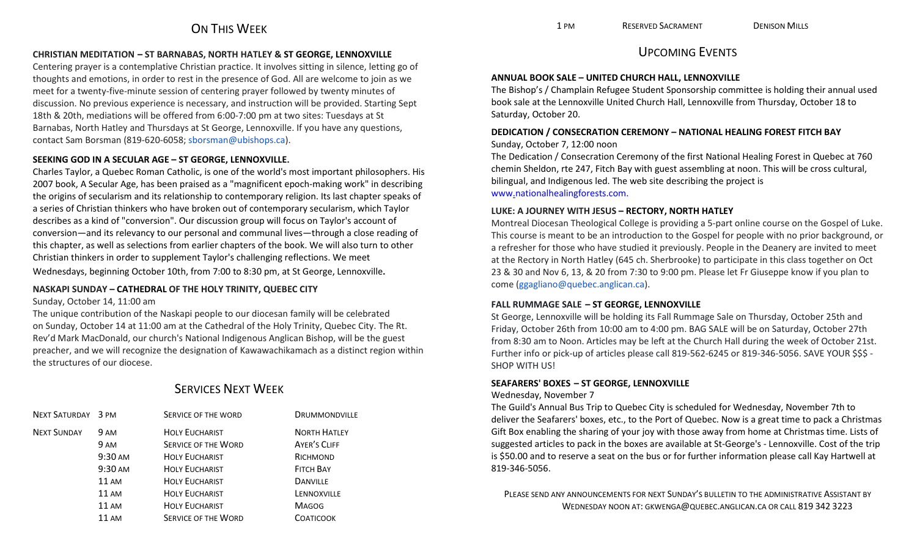## On This Week

**CHRISTIAN MEDITATION – ST BARNABAS, NORTH HATLEY & ST GEORGE, LENNOXVILLE**

Centering prayer is a contemplative Christian practice. It involves sitting in silence, letting go of thoughts and emotions, in order to rest in the presence of God. All are welcome to join as we meet for a twenty-five-minute session of centering prayer followed by twenty minutes of discussion. No previous experience is necessary, and instruction will be provided. Starting Sept 18th & 20th, mediations will be offered from 6:00-7:00 pm at two sites: Tuesdays at St Barnabas, North Hatley and Thursdays at St George, Lennoxville. If you have any questions, contact Sam Borsman (819-620-6058; sborsman@ubishops.ca).

**SEEKING GOD IN A SECULAR AGE – ST GEORGE, LENNOXVILLE.**

Charles Taylor, a Quebec Roman Catholic, is one of the world's most important philosophers. His 2007 book, A Secular Age, has been praised as a "magnificent epoch-making work" in describing the origins of secularism and its relationship to contemporary religion. Its last chapter speaks of a series of Christian thinkers who have broken out of contemporary secularism, which Taylor describes as a kind of "conversion". Our discussion group will focus on Taylor's account of conversion—and its relevancy to our personal and communal lives—through a close reading of this chapter, as well as selections from earlier chapters of the book. We will also turn to other Christian thinkers in order to supplement Taylor's challenging reflections. We meet Wednesdays, beginning October 10th, from 7:00 to 8:30 pm, at St George, Lennoxville.

**NASKAPI SUNDAY – CATHEDRAL OF THE HOLY TRINITY, QUEBEC CITY**

Sunday, October 14, 11:00 am

The unique contribution of the Naskapi people to our diocesan family will be celebrated on Sunday, October 14 at 11:00 am at the Cathedral of the Holy Trinity, Quebec City. The Rt. Rev'd Mark MacDonald, our church's National Indigenous Anglican Bishop, will be the guest preacher, and we will recognize the designation of Kawawachikamach as a distinct region within the structures of our diocese.

## Services Next Week

| | | | |
|---|---|---|---|
| Next Saturday | 3 pm | Service of the word | Drummondville |
| Next Sunday | 9 am | Holy Eucharist | North Hatley |
| | 9 am | Service of the Word | Ayer's Cliff |
| | 9:30 am | Holy Eucharist | Richmond |
| | 9:30 am | Holy Eucharist | Fitch Bay |
| | 11 am | Holy Eucharist | Danville |
| | 11 am | Holy Eucharist | Lennoxville |
| | 11 am | Holy Eucharist | Magog |
| | 11 am | Service of the Word | Coaticook |
| | 1 pm | Reserved Sacrament | Denison Mills |

## Upcoming Events

**ANNUAL BOOK SALE – UNITED CHURCH HALL, LENNOXVILLE**

The Bishop's / Champlain Refugee Student Sponsorship committee is holding their annual used book sale at the Lennoxville United Church Hall, Lennoxville from Thursday, October 18 to Saturday, October 20.

**DEDICATION / CONSECRATION CEREMONY – NATIONAL HEALING FOREST FITCH BAY**

Sunday, October 7, 12:00 noon

The Dedication / Consecration Ceremony of the first National Healing Forest in Quebec at 760 chemin Sheldon, rte 247, Fitch Bay with guest assembling at noon. This will be cross cultural, bilingual, and Indigenous led. The web site describing the project is www.nationalhealingforests.com.

**LUKE: A JOURNEY WITH JESUS – RECTORY, NORTH HATLEY**

Montreal Diocesan Theological College is providing a 5-part online course on the Gospel of Luke. This course is meant to be an introduction to the Gospel for people with no prior background, or a refresher for those who have studied it previously. People in the Deanery are invited to meet at the Rectory in North Hatley (645 ch. Sherbrooke) to participate in this class together on Oct 23 & 30 and Nov 6, 13, & 20 from 7:30 to 9:00 pm. Please let Fr Giuseppe know if you plan to come (ggagliano@quebec.anglican.ca).

**FALL RUMMAGE SALE – ST GEORGE, LENNOXVILLE**

St George, Lennoxville will be holding its Fall Rummage Sale on Thursday, October 25th and Friday, October 26th from 10:00 am to 4:00 pm. BAG SALE will be on Saturday, October 27th from 8:30 am to Noon. Articles may be left at the Church Hall during the week of October 21st. Further info or pick-up of articles please call 819-562-6245 or 819-346-5056. SAVE YOUR $$$ - SHOP WITH US!

**SEAFARERS' BOXES – ST GEORGE, LENNOXVILLE**

Wednesday, November 7

The Guild's Annual Bus Trip to Quebec City is scheduled for Wednesday, November 7th to deliver the Seafarers' boxes, etc., to the Port of Quebec. Now is a great time to pack a Christmas Gift Box enabling the sharing of your joy with those away from home at Christmas time. Lists of suggested articles to pack in the boxes are available at St-George's - Lennoxville. Cost of the trip is $50.00 and to reserve a seat on the bus or for further information please call Kay Hartwell at 819-346-5056.

Please send any announcements for next Sunday's bulletin to the administrative Assistant by Wednesday noon at: gkwenga@quebec.anglican.ca or call 819 342 3223